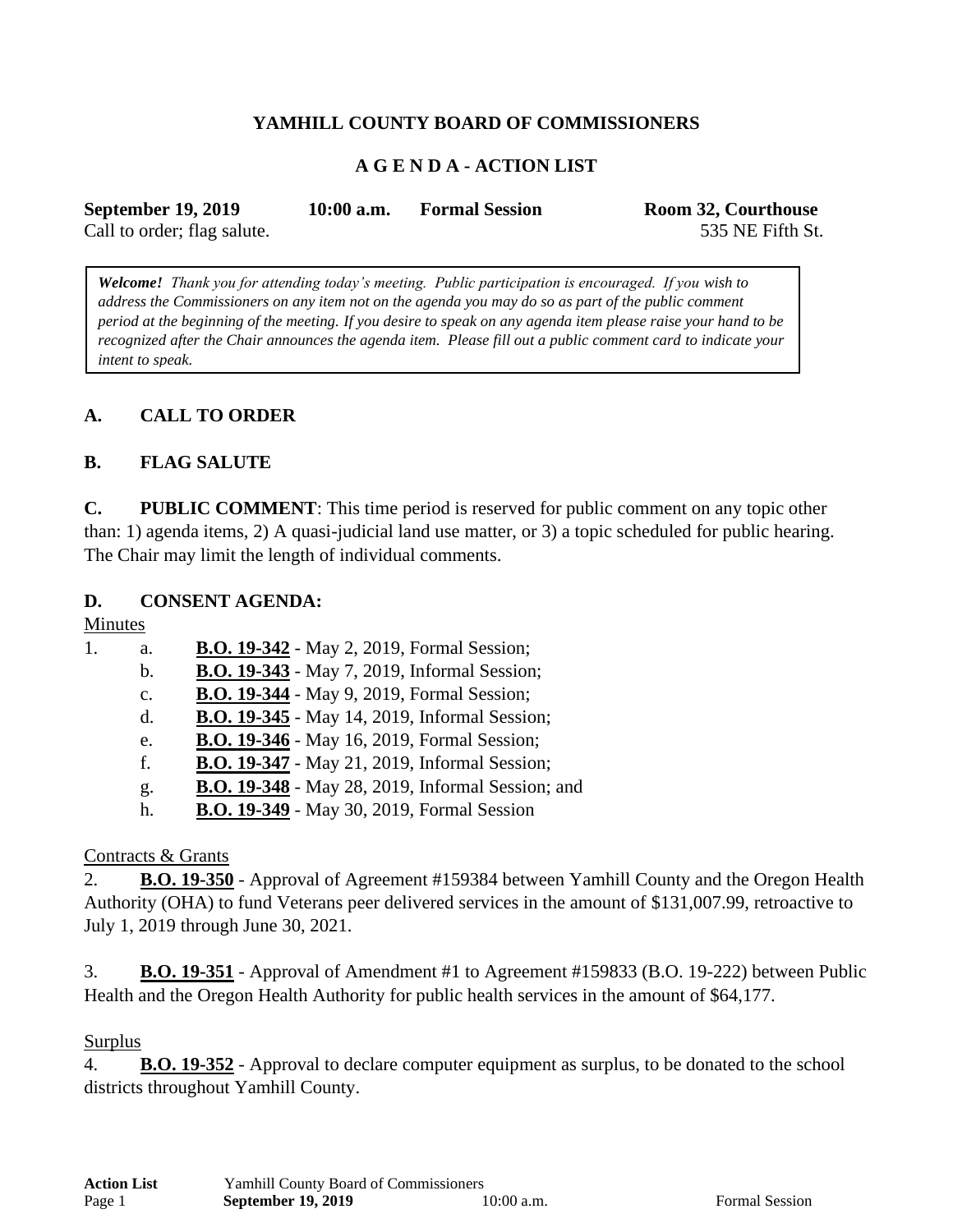# YAMHILL COUNTY BOARD OF COMMISSIONERS

## A G E N D A - ACTION LIST

**September 19, 2019** **10:00 a.m.** **Formal Session** **Room 32, Courthouse**
Call to order; flag salute. 535 NE Fifth St.

> ***Welcome!*** *Thank you for attending today's meeting. Public participation is encouraged. If you wish to address the Commissioners on any item not on the agenda you may do so as part of the public comment period at the beginning of the meeting. If you desire to speak on any agenda item please raise your hand to be recognized after the Chair announces the agenda item. Please fill out a public comment card to indicate your intent to speak.*

### A. CALL TO ORDER

### B. FLAG SALUTE

**C. PUBLIC COMMENT**: This time period is reserved for public comment on any topic other than: 1) agenda items, 2) A quasi-judicial land use matter, or 3) a topic scheduled for public hearing. The Chair may limit the length of individual comments.

### D. CONSENT AGENDA:

Minutes

1. a. **B.O. 19-342** - May 2, 2019, Formal Session;
   b. **B.O. 19-343** - May 7, 2019, Informal Session;
   c. **B.O. 19-344** - May 9, 2019, Formal Session;
   d. **B.O. 19-345** - May 14, 2019, Informal Session;
   e. **B.O. 19-346** - May 16, 2019, Formal Session;
   f. **B.O. 19-347** - May 21, 2019, Informal Session;
   g. **B.O. 19-348** - May 28, 2019, Informal Session; and
   h. **B.O. 19-349** - May 30, 2019, Formal Session

Contracts & Grants

2. **B.O. 19-350** - Approval of Agreement #159384 between Yamhill County and the Oregon Health Authority (OHA) to fund Veterans peer delivered services in the amount of $131,007.99, retroactive to July 1, 2019 through June 30, 2021.

3. **B.O. 19-351** - Approval of Amendment #1 to Agreement #159833 (B.O. 19-222) between Public Health and the Oregon Health Authority for public health services in the amount of $64,177.

Surplus

4. **B.O. 19-352** - Approval to declare computer equipment as surplus, to be donated to the school districts throughout Yamhill County.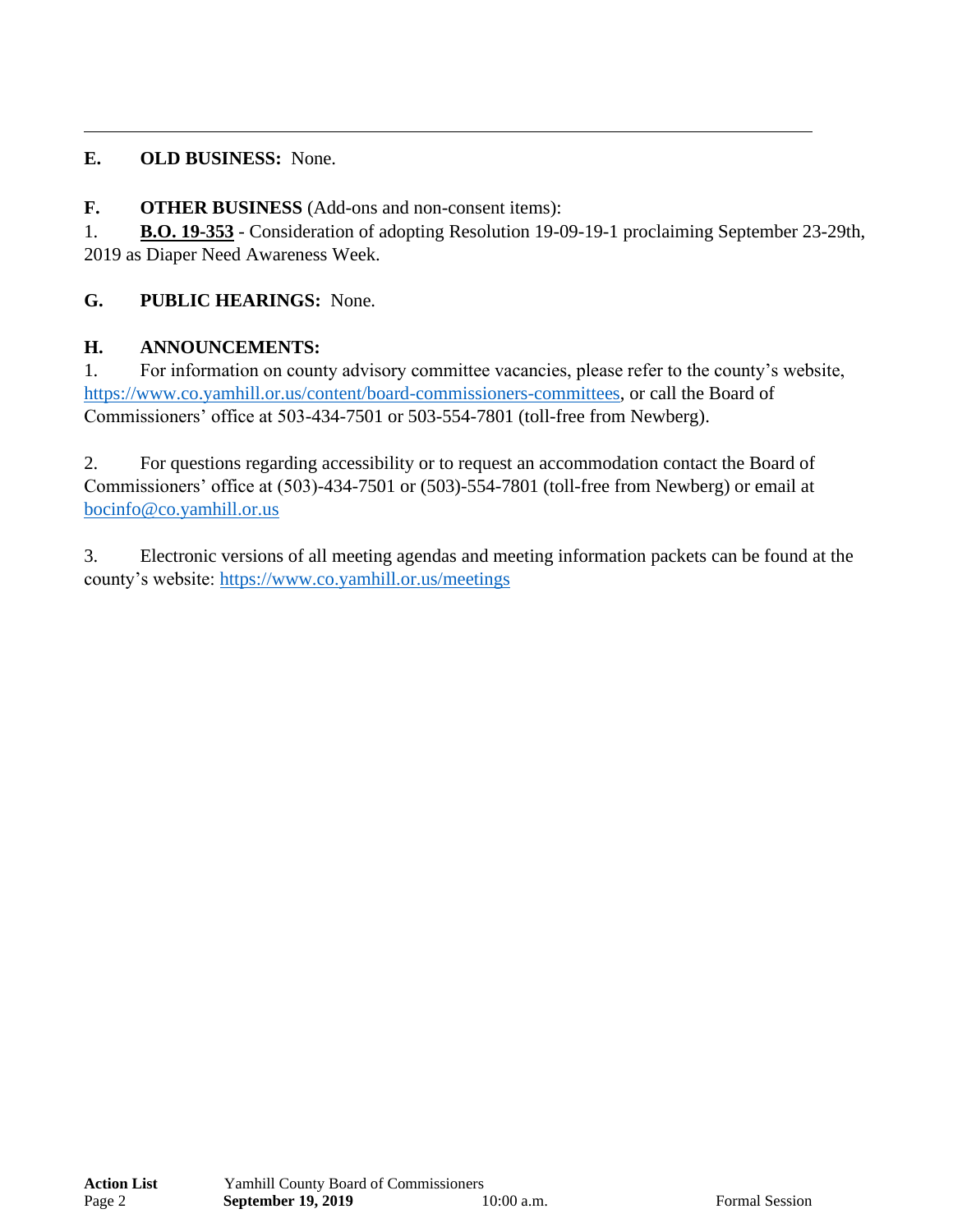**E. OLD BUSINESS:** None.

**F. OTHER BUSINESS** (Add-ons and non-consent items):

1. **B.O. 19-353** - Consideration of adopting Resolution 19-09-19-1 proclaiming September 23-29th, 2019 as Diaper Need Awareness Week.

**G. PUBLIC HEARINGS:** None.

**H. ANNOUNCEMENTS:**

1. For information on county advisory committee vacancies, please refer to the county's website, https://www.co.yamhill.or.us/content/board-commissioners-committees, or call the Board of Commissioners' office at 503-434-7501 or 503-554-7801 (toll-free from Newberg).

2. For questions regarding accessibility or to request an accommodation contact the Board of Commissioners' office at (503)-434-7501 or (503)-554-7801 (toll-free from Newberg) or email at bocinfo@co.yamhill.or.us

3. Electronic versions of all meeting agendas and meeting information packets can be found at the county's website: https://www.co.yamhill.or.us/meetings